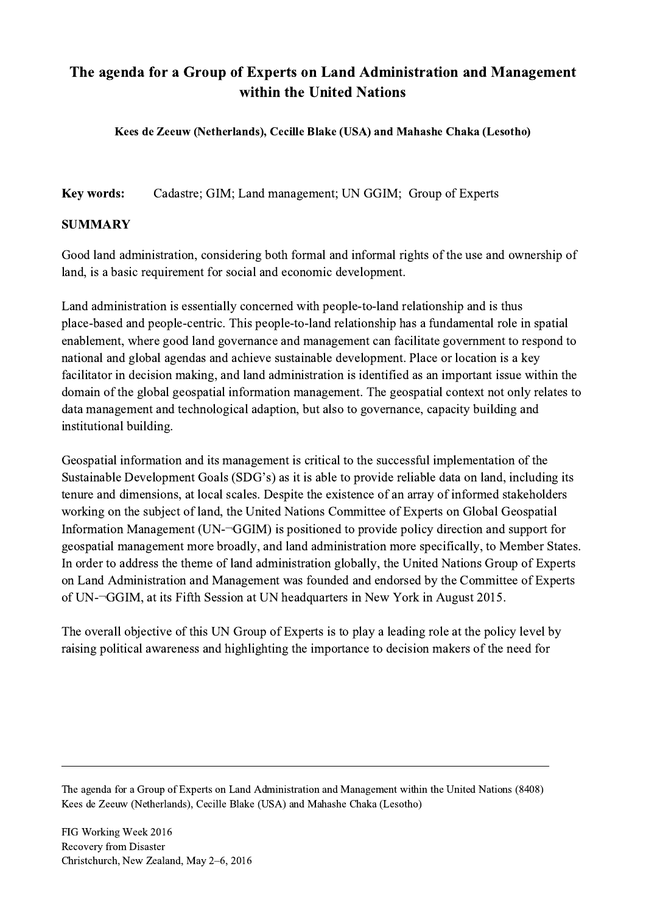# The agenda for a Group of Experts on Land Administration and Management within the United Nations

**Kees de Zeeuw (Netherlands), Cecille Blake (USA) and Mahashe Chaka (Lesotho)**

**Key words:** Cadastre; GIM; Land management; UN GGIM; Group of Experts

## SUMMARY

Good land administration, considering both formal and informal rights of the use and ownership of land, is a basic requirement for social and economic development.

Land administration is essentially concerned with people-to-land relationship and is thus place-based and people-centric. This people-to-land relationship has a fundamental role in spatial enablement, where good land governance and management can facilitate government to respond to national and global agendas and achieve sustainable development. Place or location is a key facilitator in decision making, and land administration is identified as an important issue within the domain of the global geospatial information management. The geospatial context not only relates to data management and technological adaption, but also to governance, capacity building and institutional building.

Geospatial information and its management is critical to the successful implementation of the Sustainable Development Goals (SDG's) as it is able to provide reliable data on land, including its tenure and dimensions, at local scales. Despite the existence of an array of informed stakeholders working on the subject of land, the United Nations Committee of Experts on Global Geospatial Information Management (UN-¬GGIM) is positioned to provide policy direction and support for geospatial management more broadly, and land administration more specifically, to Member States. In order to address the theme of land administration globally, the United Nations Group of Experts on Land Administration and Management was founded and endorsed by the Committee of Experts of UN-¬GGIM, at its Fifth Session at UN headquarters in New York in August 2015.

The overall objective of this UN Group of Experts is to play a leading role at the policy level by raising political awareness and highlighting the importance to decision makers of the need for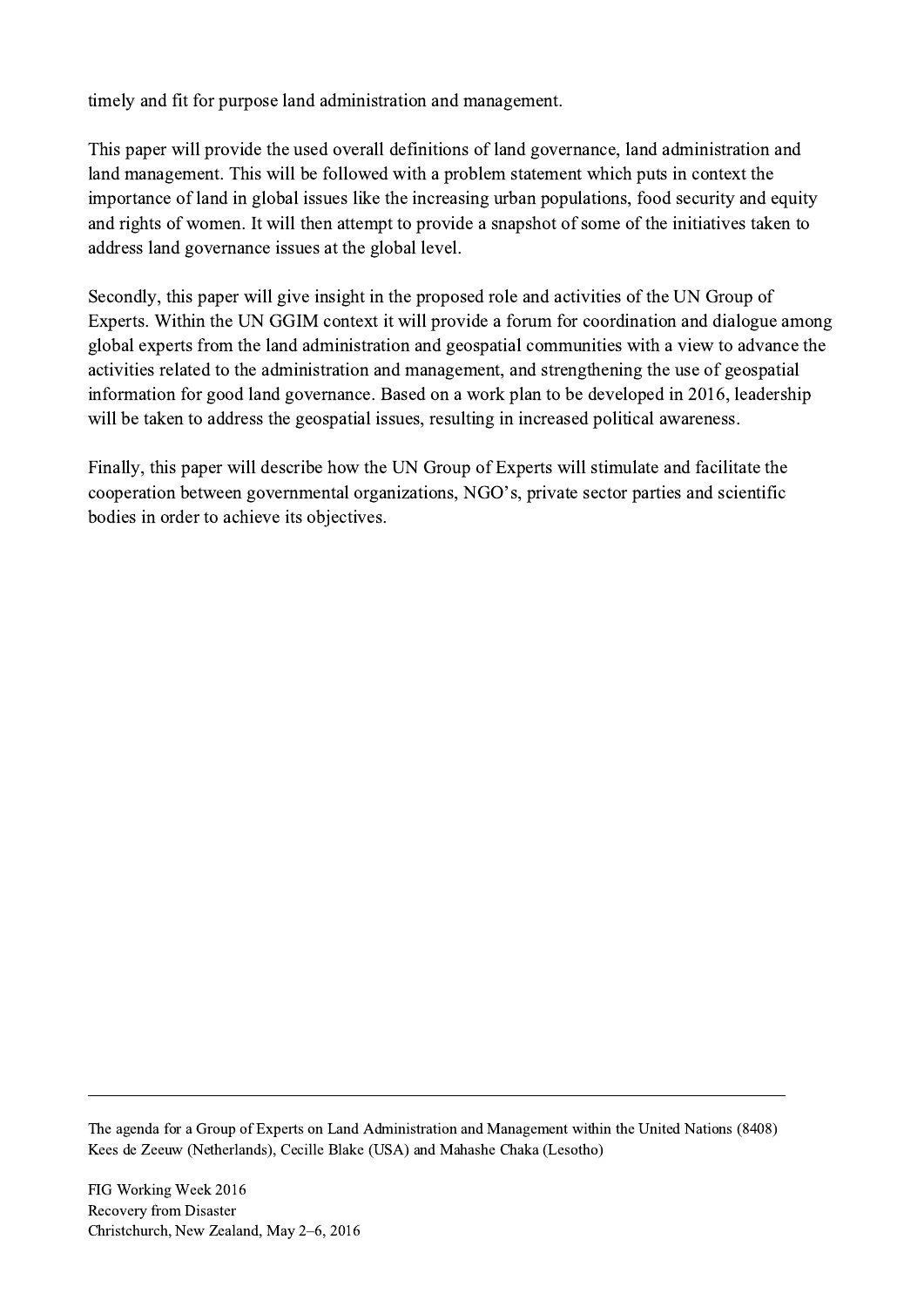timely and fit for purpose land administration and management.

This paper will provide the used overall definitions of land governance, land administration and land management. This will be followed with a problem statement which puts in context the importance of land in global issues like the increasing urban populations, food security and equity and rights of women. It will then attempt to provide a snapshot of some of the initiatives taken to address land governance issues at the global level.

Secondly, this paper will give insight in the proposed role and activities of the UN Group of Experts. Within the UN GGIM context it will provide a forum for coordination and dialogue among global experts from the land administration and geospatial communities with a view to advance the activities related to the administration and management, and strengthening the use of geospatial information for good land governance. Based on a work plan to be developed in 2016, leadership will be taken to address the geospatial issues, resulting in increased political awareness.

Finally, this paper will describe how the UN Group of Experts will stimulate and facilitate the cooperation between governmental organizations, NGO's, private sector parties and scientific bodies in order to achieve its objectives.